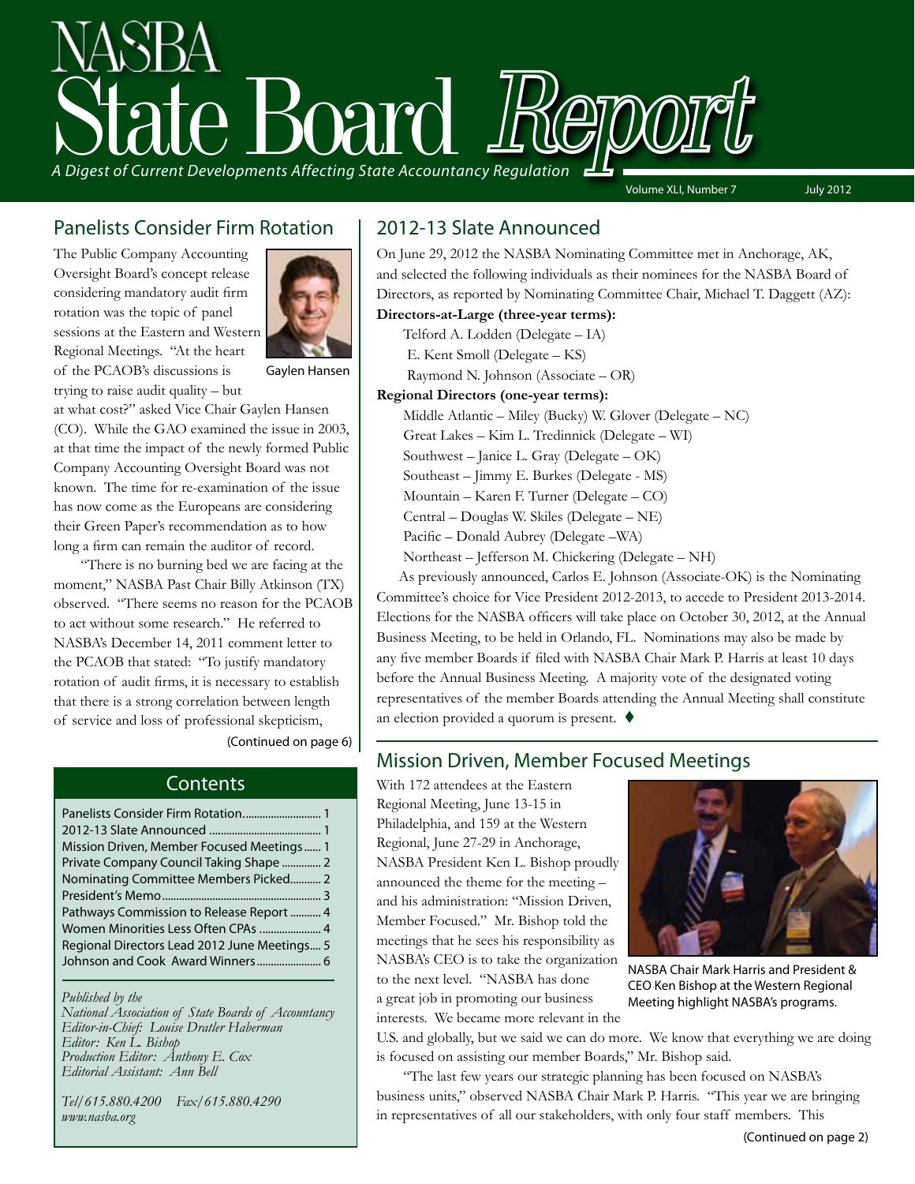# NASBA State Board Report

*A Digest of Current Developments Affecting State Accountancy Regulation*

Volume XLI, Number 7 — July 2012

## Panelists Consider Firm Rotation

Gaylen Hansen

The Public Company Accounting Oversight Board's concept release considering mandatory audit firm rotation was the topic of panel sessions at the Eastern and Western Regional Meetings. "At the heart of the PCAOB's discussions is trying to raise audit quality – but at what cost?" asked Vice Chair Gaylen Hansen (CO). While the GAO examined the issue in 2003, at that time the impact of the newly formed Public Company Accounting Oversight Board was not known. The time for re-examination of the issue has now come as the Europeans are considering their Green Paper's recommendation as to how long a firm can remain the auditor of record.

"There is no burning bed we are facing at the moment," NASBA Past Chair Billy Atkinson (TX) observed. "There seems no reason for the PCAOB to act without some research." He referred to NASBA's December 14, 2011 comment letter to the PCAOB that stated: "To justify mandatory rotation of audit firms, it is necessary to establish that there is a strong correlation between length of service and loss of professional skepticism,

(Continued on page 6)

## Contents

- Panelists Consider Firm Rotation ........................... 1
- 2012-13 Slate Announced ........................... 1
- Mission Driven, Member Focused Meetings ...... 1
- Private Company Council Taking Shape ............. 2
- Nominating Committee Members Picked........... 2
- President's Memo........................... 3
- Pathways Commission to Release Report ........... 4
- Women Minorities Less Often CPAs ..................... 4
- Regional Directors Lead 2012 June Meetings.... 5
- Johnson and Cook Award Winners...................... 6

*Published by the*
*National Association of State Boards of Accountancy*
*Editor-in-Chief: Louise Dratler Haberman*
*Editor: Ken L. Bishop*
*Production Editor: Anthony E. Cox*
*Editorial Assistant: Ann Bell*

*Tel/615.880.4200 Fax/615.880.4290*
*www.nasba.org*

## 2012-13 Slate Announced

On June 29, 2012 the NASBA Nominating Committee met in Anchorage, AK, and selected the following individuals as their nominees for the NASBA Board of Directors, as reported by Nominating Committee Chair, Michael T. Daggett (AZ):

**Directors-at-Large (three-year terms):**

Telford A. Lodden (Delegate – IA)
E. Kent Smoll (Delegate – KS)
Raymond N. Johnson (Associate – OR)

**Regional Directors (one-year terms):**

Middle Atlantic – Miley (Bucky) W. Glover (Delegate – NC)
Great Lakes – Kim L. Tredinnick (Delegate – WI)
Southwest – Janice L. Gray (Delegate – OK)
Southeast – Jimmy E. Burkes (Delegate - MS)
Mountain – Karen F. Turner (Delegate – CO)
Central – Douglas W. Skiles (Delegate – NE)
Pacific – Donald Aubrey (Delegate –WA)
Northeast – Jefferson M. Chickering (Delegate – NH)

As previously announced, Carlos E. Johnson (Associate-OK) is the Nominating Committee's choice for Vice President 2012-2013, to accede to President 2013-2014. Elections for the NASBA officers will take place on October 30, 2012, at the Annual Business Meeting, to be held in Orlando, FL. Nominations may also be made by any five member Boards if filed with NASBA Chair Mark P. Harris at least 10 days before the Annual Business Meeting. A majority vote of the designated voting representatives of the member Boards attending the Annual Meeting shall constitute an election provided a quorum is present. ♦

## Mission Driven, Member Focused Meetings

With 172 attendees at the Eastern Regional Meeting, June 13-15 in Philadelphia, and 159 at the Western Regional, June 27-29 in Anchorage, NASBA President Ken L. Bishop proudly announced the theme for the meeting – and his administration: "Mission Driven, Member Focused." Mr. Bishop told the meetings that he sees his responsibility as NASBA's CEO is to take the organization to the next level. "NASBA has done a great job in promoting our business interests. We became more relevant in the U.S. and globally, but we said we can do more. We know that everything we are doing is focused on assisting our member Boards," Mr. Bishop said.

NASBA Chair Mark Harris and President & CEO Ken Bishop at the Western Regional Meeting highlight NASBA's programs.

"The last few years our strategic planning has been focused on NASBA's business units," observed NASBA Chair Mark P. Harris. "This year we are bringing in representatives of all our stakeholders, with only four staff members. This

(Continued on page 2)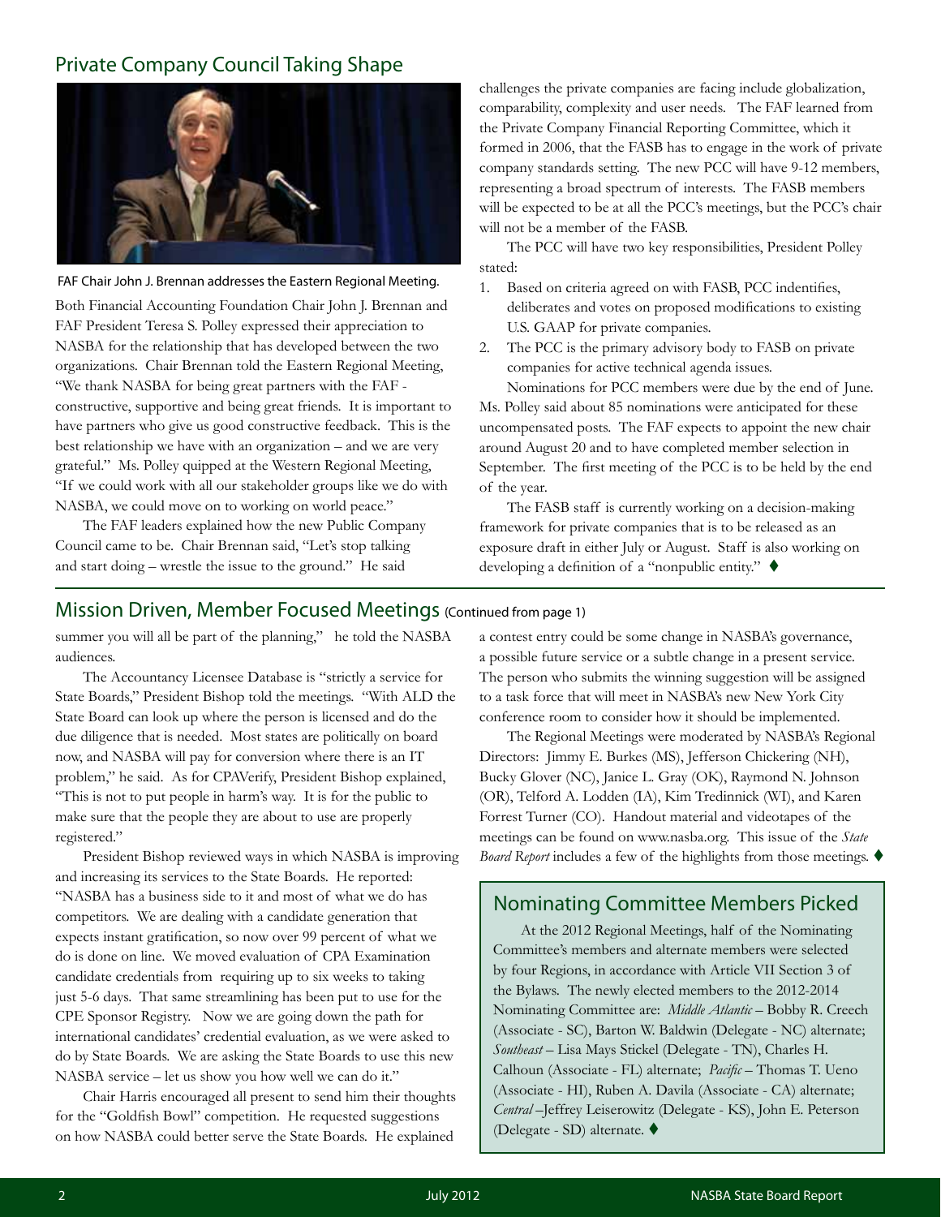## Private Company Council Taking Shape

FAF Chair John J. Brennan addresses the Eastern Regional Meeting.

Both Financial Accounting Foundation Chair John J. Brennan and FAF President Teresa S. Polley expressed their appreciation to NASBA for the relationship that has developed between the two organizations. Chair Brennan told the Eastern Regional Meeting, "We thank NASBA for being great partners with the FAF - constructive, supportive and being great friends. It is important to have partners who give us good constructive feedback. This is the best relationship we have with an organization – and we are very grateful." Ms. Polley quipped at the Western Regional Meeting, "If we could work with all our stakeholder groups like we do with NASBA, we could move on to working on world peace."

The FAF leaders explained how the new Public Company Council came to be. Chair Brennan said, "Let's stop talking and start doing – wrestle the issue to the ground." He said challenges the private companies are facing include globalization, comparability, complexity and user needs. The FAF learned from the Private Company Financial Reporting Committee, which it formed in 2006, that the FASB has to engage in the work of private company standards setting. The new PCC will have 9-12 members, representing a broad spectrum of interests. The FASB members will be expected to be at all the PCC's meetings, but the PCC's chair will not be a member of the FASB.

The PCC will have two key responsibilities, President Polley stated:

1. Based on criteria agreed on with FASB, PCC indentifies, deliberates and votes on proposed modifications to existing U.S. GAAP for private companies.
2. The PCC is the primary advisory body to FASB on private companies for active technical agenda issues.

Nominations for PCC members were due by the end of June. Ms. Polley said about 85 nominations were anticipated for these uncompensated posts. The FAF expects to appoint the new chair around August 20 and to have completed member selection in September. The first meeting of the PCC is to be held by the end of the year.

The FASB staff is currently working on a decision-making framework for private companies that is to be released as an exposure draft in either July or August. Staff is also working on developing a definition of a "nonpublic entity." ♦

## Mission Driven, Member Focused Meetings (Continued from page 1)

summer you will all be part of the planning," he told the NASBA audiences.

The Accountancy Licensee Database is "strictly a service for State Boards," President Bishop told the meetings. "With ALD the State Board can look up where the person is licensed and do the due diligence that is needed. Most states are politically on board now, and NASBA will pay for conversion where there is an IT problem," he said. As for CPAVerify, President Bishop explained, "This is not to put people in harm's way. It is for the public to make sure that the people they are about to use are properly registered."

President Bishop reviewed ways in which NASBA is improving and increasing its services to the State Boards. He reported: "NASBA has a business side to it and most of what we do has competitors. We are dealing with a candidate generation that expects instant gratification, so now over 99 percent of what we do is done on line. We moved evaluation of CPA Examination candidate credentials from requiring up to six weeks to taking just 5-6 days. That same streamlining has been put to use for the CPE Sponsor Registry. Now we are going down the path for international candidates' credential evaluation, as we were asked to do by State Boards. We are asking the State Boards to use this new NASBA service – let us show you how well we can do it."

Chair Harris encouraged all present to send him their thoughts for the "Goldfish Bowl" competition. He requested suggestions on how NASBA could better serve the State Boards. He explained a contest entry could be some change in NASBA's governance, a possible future service or a subtle change in a present service. The person who submits the winning suggestion will be assigned to a task force that will meet in NASBA's new New York City conference room to consider how it should be implemented.

The Regional Meetings were moderated by NASBA's Regional Directors: Jimmy E. Burkes (MS), Jefferson Chickering (NH), Bucky Glover (NC), Janice L. Gray (OK), Raymond N. Johnson (OR), Telford A. Lodden (IA), Kim Tredinnick (WI), and Karen Forrest Turner (CO). Handout material and videotapes of the meetings can be found on www.nasba.org. This issue of the *State Board Report* includes a few of the highlights from those meetings. ♦

## Nominating Committee Members Picked

At the 2012 Regional Meetings, half of the Nominating Committee's members and alternate members were selected by four Regions, in accordance with Article VII Section 3 of the Bylaws. The newly elected members to the 2012-2014 Nominating Committee are: *Middle Atlantic* – Bobby R. Creech (Associate - SC), Barton W. Baldwin (Delegate - NC) alternate; *Southeast* – Lisa Mays Stickel (Delegate - TN), Charles H. Calhoun (Associate - FL) alternate; *Pacific* – Thomas T. Ueno (Associate - HI), Ruben A. Davila (Associate - CA) alternate; *Central* –Jeffrey Leiserowitz (Delegate - KS), John E. Peterson (Delegate - SD) alternate. ♦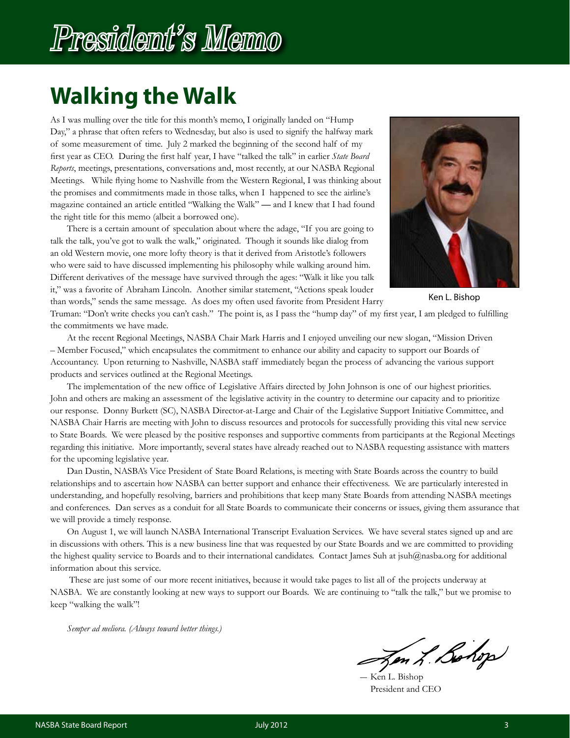# President's Memo

## Walking the Walk

As I was mulling over the title for this month's memo, I originally landed on "Hump Day," a phrase that often refers to Wednesday, but also is used to signify the halfway mark of some measurement of time. July 2 marked the beginning of the second half of my first year as CEO. During the first half year, I have "talked the talk" in earlier *State Board Reports*, meetings, presentations, conversations and, most recently, at our NASBA Regional Meetings. While flying home to Nashville from the Western Regional, I was thinking about the promises and commitments made in those talks, when I happened to see the airline's magazine contained an article entitled "Walking the Walk" — and I knew that I had found the right title for this memo (albeit a borrowed one).

There is a certain amount of speculation about where the adage, "If you are going to talk the talk, you've got to walk the walk," originated. Though it sounds like dialog from an old Western movie, one more lofty theory is that it derived from Aristotle's followers who were said to have discussed implementing his philosophy while walking around him. Different derivatives of the message have survived through the ages: "Walk it like you talk it," was a favorite of Abraham Lincoln. Another similar statement, "Actions speak louder than words," sends the same message. As does my often used favorite from President Harry Truman: "Don't write checks you can't cash." The point is, as I pass the "hump day" of my first year, I am pledged to fulfilling the commitments we have made.

Ken L. Bishop

At the recent Regional Meetings, NASBA Chair Mark Harris and I enjoyed unveiling our new slogan, "Mission Driven – Member Focused," which encapsulates the commitment to enhance our ability and capacity to support our Boards of Accountancy. Upon returning to Nashville, NASBA staff immediately began the process of advancing the various support products and services outlined at the Regional Meetings.

The implementation of the new office of Legislative Affairs directed by John Johnson is one of our highest priorities. John and others are making an assessment of the legislative activity in the country to determine our capacity and to prioritize our response. Donny Burkett (SC), NASBA Director-at-Large and Chair of the Legislative Support Initiative Committee, and NASBA Chair Harris are meeting with John to discuss resources and protocols for successfully providing this vital new service to State Boards. We were pleased by the positive responses and supportive comments from participants at the Regional Meetings regarding this initiative. More importantly, several states have already reached out to NASBA requesting assistance with matters for the upcoming legislative year.

Dan Dustin, NASBA's Vice President of State Board Relations, is meeting with State Boards across the country to build relationships and to ascertain how NASBA can better support and enhance their effectiveness. We are particularly interested in understanding, and hopefully resolving, barriers and prohibitions that keep many State Boards from attending NASBA meetings and conferences. Dan serves as a conduit for all State Boards to communicate their concerns or issues, giving them assurance that we will provide a timely response.

On August 1, we will launch NASBA International Transcript Evaluation Services. We have several states signed up and are in discussions with others. This is a new business line that was requested by our State Boards and we are committed to providing the highest quality service to Boards and to their international candidates. Contact James Suh at jsuh@nasba.org for additional information about this service.

These are just some of our more recent initiatives, because it would take pages to list all of the projects underway at NASBA. We are constantly looking at new ways to support our Boards. We are continuing to "talk the talk," but we promise to keep "walking the walk"!

*Semper ad meliora. (Always toward better things.)*

— Ken L. Bishop
President and CEO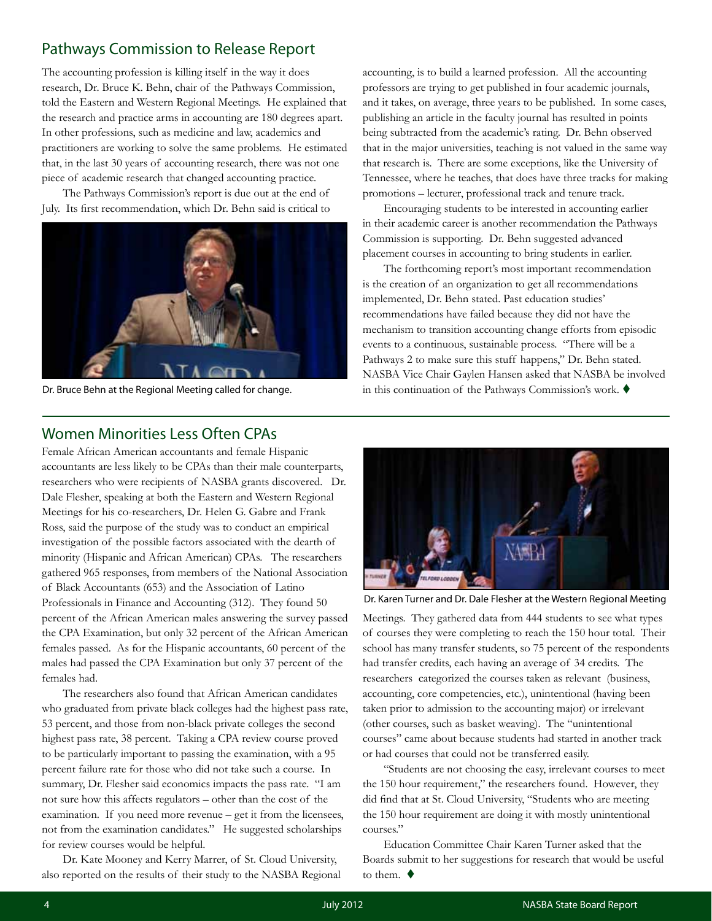## Pathways Commission to Release Report

The accounting profession is killing itself in the way it does research, Dr. Bruce K. Behn, chair of the Pathways Commission, told the Eastern and Western Regional Meetings. He explained that the research and practice arms in accounting are 180 degrees apart. In other professions, such as medicine and law, academics and practitioners are working to solve the same problems. He estimated that, in the last 30 years of accounting research, there was not one piece of academic research that changed accounting practice.

The Pathways Commission's report is due out at the end of July. Its first recommendation, which Dr. Behn said is critical to accounting, is to build a learned profession. All the accounting professors are trying to get published in four academic journals, and it takes, on average, three years to be published. In some cases, publishing an article in the faculty journal has resulted in points being subtracted from the academic's rating. Dr. Behn observed that in the major universities, teaching is not valued in the same way that research is. There are some exceptions, like the University of Tennessee, where he teaches, that does have three tracks for making promotions – lecturer, professional track and tenure track.

Dr. Bruce Behn at the Regional Meeting called for change.

Encouraging students to be interested in accounting earlier in their academic career is another recommendation the Pathways Commission is supporting. Dr. Behn suggested advanced placement courses in accounting to bring students in earlier.

The forthcoming report's most important recommendation is the creation of an organization to get all recommendations implemented, Dr. Behn stated. Past education studies' recommendations have failed because they did not have the mechanism to transition accounting change efforts from episodic events to a continuous, sustainable process. "There will be a Pathways 2 to make sure this stuff happens," Dr. Behn stated. NASBA Vice Chair Gaylen Hansen asked that NASBA be involved in this continuation of the Pathways Commission's work. ♦

## Women Minorities Less Often CPAs

Female African American accountants and female Hispanic accountants are less likely to be CPAs than their male counterparts, researchers who were recipients of NASBA grants discovered. Dr. Dale Flesher, speaking at both the Eastern and Western Regional Meetings for his co-researchers, Dr. Helen G. Gabre and Frank Ross, said the purpose of the study was to conduct an empirical investigation of the possible factors associated with the dearth of minority (Hispanic and African American) CPAs. The researchers gathered 965 responses, from members of the National Association of Black Accountants (653) and the Association of Latino Professionals in Finance and Accounting (312). They found 50 percent of the African American males answering the survey passed the CPA Examination, but only 32 percent of the African American females passed. As for the Hispanic accountants, 60 percent of the males had passed the CPA Examination but only 37 percent of the females had.

The researchers also found that African American candidates who graduated from private black colleges had the highest pass rate, 53 percent, and those from non-black private colleges the second highest pass rate, 38 percent. Taking a CPA review course proved to be particularly important to passing the examination, with a 95 percent failure rate for those who did not take such a course. In summary, Dr. Flesher said economics impacts the pass rate. "I am not sure how this affects regulators – other than the cost of the examination. If you need more revenue – get it from the licensees, not from the examination candidates." He suggested scholarships for review courses would be helpful.

Dr. Kate Mooney and Kerry Marrer, of St. Cloud University, also reported on the results of their study to the NASBA Regional Meetings. They gathered data from 444 students to see what types of courses they were completing to reach the 150 hour total. Their school has many transfer students, so 75 percent of the respondents had transfer credits, each having an average of 34 credits. The researchers categorized the courses taken as relevant (business, accounting, core competencies, etc.), unintentional (having been taken prior to admission to the accounting major) or irrelevant (other courses, such as basket weaving). The "unintentional courses" came about because students had started in another track or had courses that could not be transferred easily.

Dr. Karen Turner and Dr. Dale Flesher at the Western Regional Meeting

"Students are not choosing the easy, irrelevant courses to meet the 150 hour requirement," the researchers found. However, they did find that at St. Cloud University, "Students who are meeting the 150 hour requirement are doing it with mostly unintentional courses."

Education Committee Chair Karen Turner asked that the Boards submit to her suggestions for research that would be useful to them. ♦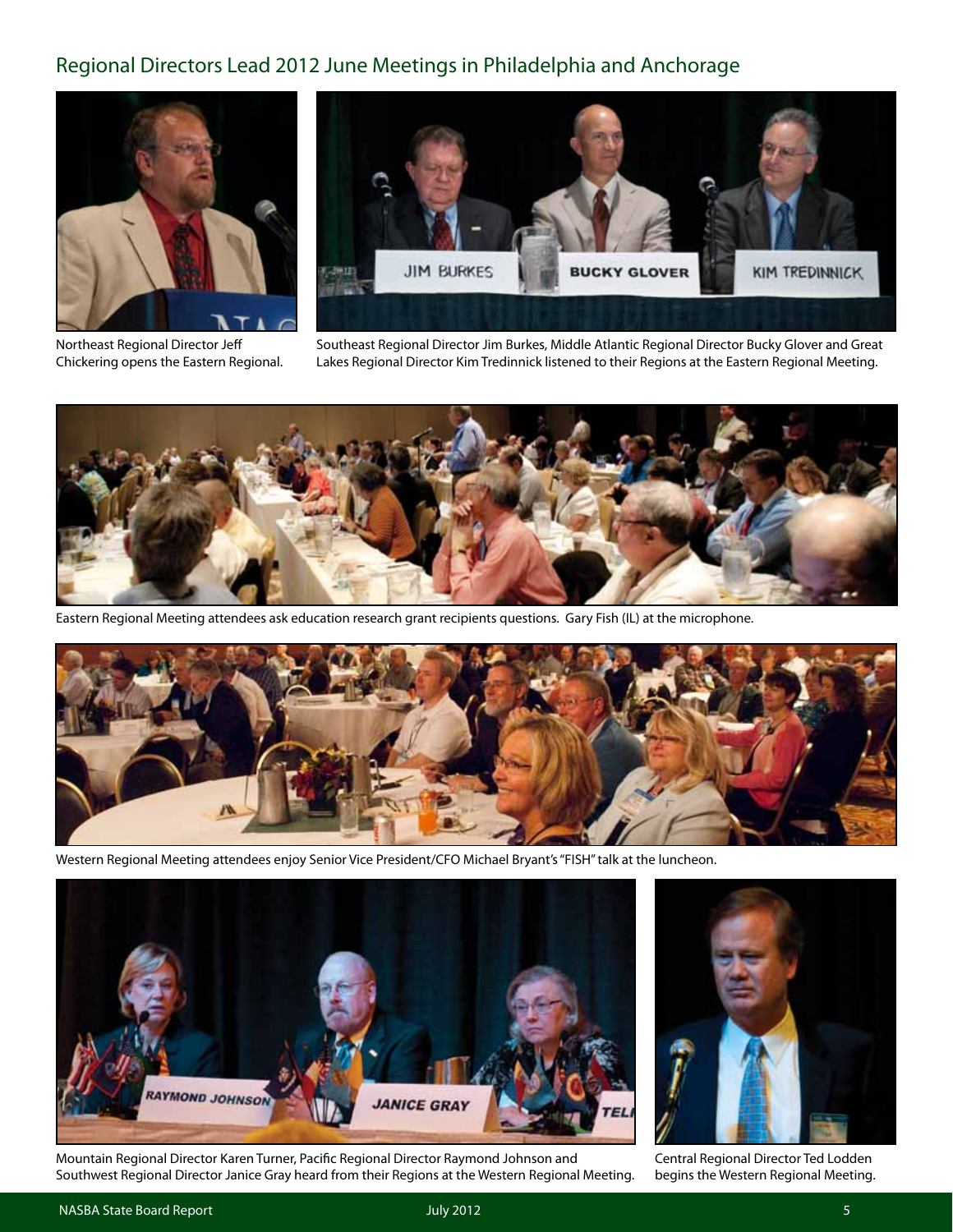## Regional Directors Lead 2012 June Meetings in Philadelphia and Anchorage

Northeast Regional Director Jeff Chickering opens the Eastern Regional.

Southeast Regional Director Jim Burkes, Middle Atlantic Regional Director Bucky Glover and Great Lakes Regional Director Kim Tredinnick listened to their Regions at the Eastern Regional Meeting.

Eastern Regional Meeting attendees ask education research grant recipients questions. Gary Fish (IL) at the microphone.

Western Regional Meeting attendees enjoy Senior Vice President/CFO Michael Bryant's "FISH" talk at the luncheon.

Mountain Regional Director Karen Turner, Pacific Regional Director Raymond Johnson and Southwest Regional Director Janice Gray heard from their Regions at the Western Regional Meeting.

Central Regional Director Ted Lodden begins the Western Regional Meeting.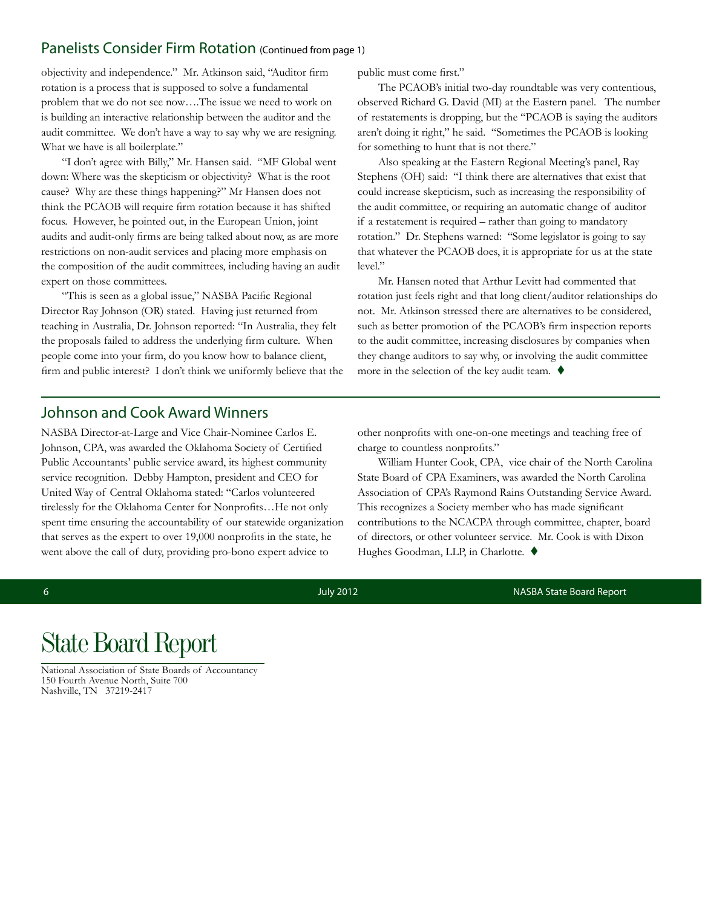## Panelists Consider Firm Rotation (Continued from page 1)

objectivity and independence." Mr. Atkinson said, "Auditor firm rotation is a process that is supposed to solve a fundamental problem that we do not see now….The issue we need to work on is building an interactive relationship between the auditor and the audit committee. We don't have a way to say why we are resigning. What we have is all boilerplate."

"I don't agree with Billy," Mr. Hansen said. "MF Global went down: Where was the skepticism or objectivity? What is the root cause? Why are these things happening?" Mr Hansen does not think the PCAOB will require firm rotation because it has shifted focus. However, he pointed out, in the European Union, joint audits and audit-only firms are being talked about now, as are more restrictions on non-audit services and placing more emphasis on the composition of the audit committees, including having an audit expert on those committees.

"This is seen as a global issue," NASBA Pacific Regional Director Ray Johnson (OR) stated. Having just returned from teaching in Australia, Dr. Johnson reported: "In Australia, they felt the proposals failed to address the underlying firm culture. When people come into your firm, do you know how to balance client, firm and public interest? I don't think we uniformly believe that the public must come first."

The PCAOB's initial two-day roundtable was very contentious, observed Richard G. David (MI) at the Eastern panel. The number of restatements is dropping, but the "PCAOB is saying the auditors aren't doing it right," he said. "Sometimes the PCAOB is looking for something to hunt that is not there."

Also speaking at the Eastern Regional Meeting's panel, Ray Stephens (OH) said: "I think there are alternatives that exist that could increase skepticism, such as increasing the responsibility of the audit committee, or requiring an automatic change of auditor if a restatement is required – rather than going to mandatory rotation." Dr. Stephens warned: "Some legislator is going to say that whatever the PCAOB does, it is appropriate for us at the state level."

Mr. Hansen noted that Arthur Levitt had commented that rotation just feels right and that long client/auditor relationships do not. Mr. Atkinson stressed there are alternatives to be considered, such as better promotion of the PCAOB's firm inspection reports to the audit committee, increasing disclosures by companies when they change auditors to say why, or involving the audit committee more in the selection of the key audit team. ♦

## Johnson and Cook Award Winners

NASBA Director-at-Large and Vice Chair-Nominee Carlos E. Johnson, CPA, was awarded the Oklahoma Society of Certified Public Accountants' public service award, its highest community service recognition. Debby Hampton, president and CEO for United Way of Central Oklahoma stated: "Carlos volunteered tirelessly for the Oklahoma Center for Nonprofits…He not only spent time ensuring the accountability of our statewide organization that serves as the expert to over 19,000 nonprofits in the state, he went above the call of duty, providing pro-bono expert advice to other nonprofits with one-on-one meetings and teaching free of charge to countless nonprofits."

William Hunter Cook, CPA, vice chair of the North Carolina State Board of CPA Examiners, was awarded the North Carolina Association of CPA's Raymond Rains Outstanding Service Award. This recognizes a Society member who has made significant contributions to the NCACPA through committee, chapter, board of directors, or other volunteer service. Mr. Cook is with Dixon Hughes Goodman, LLP, in Charlotte. ♦

# State Board Report

National Association of State Boards of Accountancy
150 Fourth Avenue North, Suite 700
Nashville, TN 37219-2417